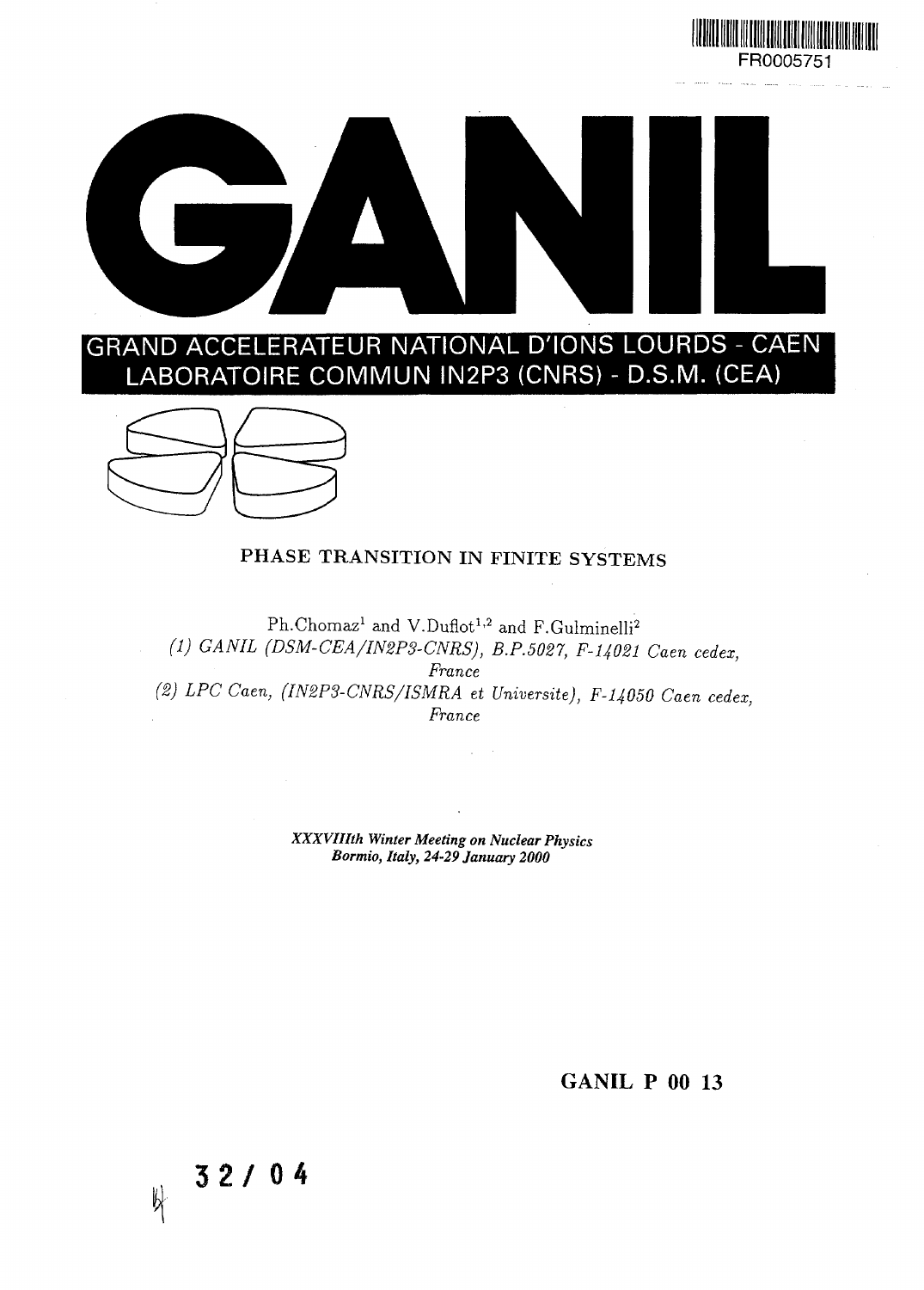FR0005751

# GANIL

GRAND ACCELERATEUR NATIONAL D'IONS LOURDS - CAEN
LABORATOIRE COMMUN IN2P3 (CNRS) - D.S.M. (CEA)

## PHASE TRANSITION IN FINITE SYSTEMS

Ph.Chomaz[1] and V.Duflot[1,2] and F.Gulminelli[2]

*(1) GANIL (DSM-CEA/IN2P3-CNRS), B.P.5027, F-14021 Caen cedex, France*

*(2) LPC Caen, (IN2P3-CNRS/ISMRA et Universite), F-14050 Caen cedex, France*

*XXXVIIIth Winter Meeting on Nuclear Physics*
*Bormio, Italy, 24-29 January 2000*

**GANIL P 00 13**

32/04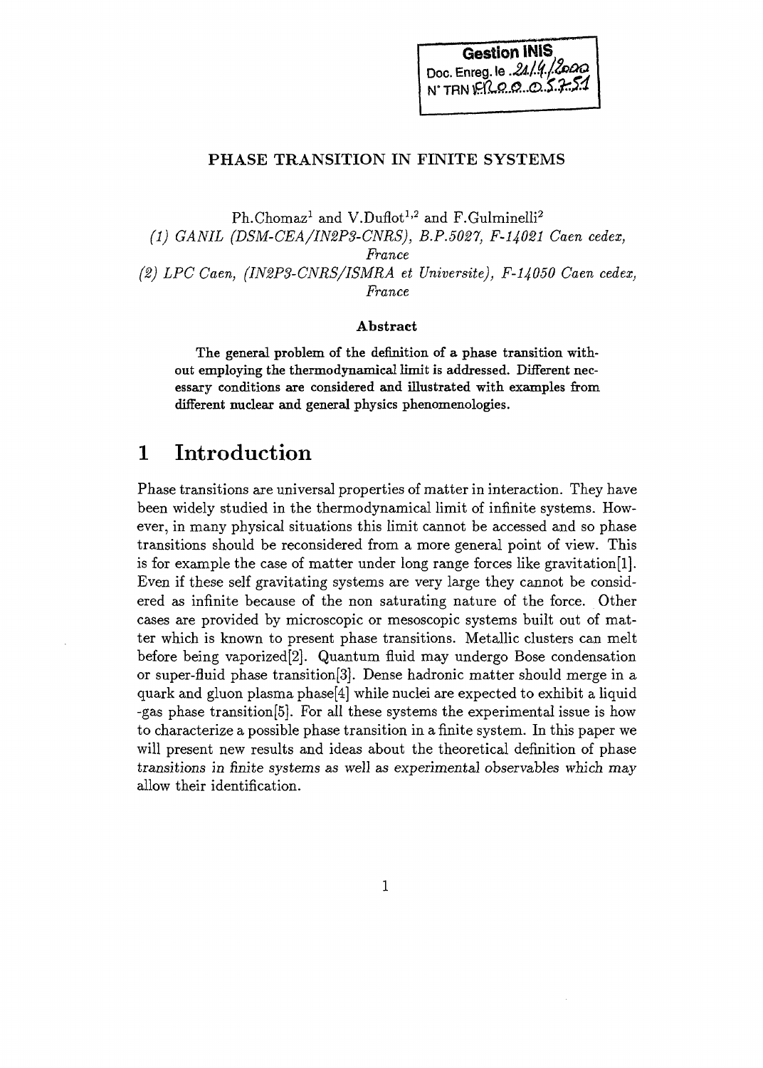Gestion INIS
Doc. Enreg. le 21/4/2000
N° TRN FR0000575.1

## PHASE TRANSITION IN FINITE SYSTEMS

Ph.Chomaz[1] and V.Duflot[1,2] and F.Gulminelli[2]

*(1) GANIL (DSM-CEA/IN2P3-CNRS), B.P.5027, F-14021 Caen cedex, France*

*(2) LPC Caen, (IN2P3-CNRS/ISMRA et Universite), F-14050 Caen cedex, France*

### Abstract

The general problem of the definition of a phase transition without employing the thermodynamical limit is addressed. Different necessary conditions are considered and illustrated with examples from different nuclear and general physics phenomenologies.

# 1 Introduction

Phase transitions are universal properties of matter in interaction. They have been widely studied in the thermodynamical limit of infinite systems. However, in many physical situations this limit cannot be accessed and so phase transitions should be reconsidered from a more general point of view. This is for example the case of matter under long range forces like gravitation[1]. Even if these self gravitating systems are very large they cannot be considered as infinite because of the non saturating nature of the force. Other cases are provided by microscopic or mesoscopic systems built out of matter which is known to present phase transitions. Metallic clusters can melt before being vaporized[2]. Quantum fluid may undergo Bose condensation or super-fluid phase transition[3]. Dense hadronic matter should merge in a quark and gluon plasma phase[4] while nuclei are expected to exhibit a liquid -gas phase transition[5]. For all these systems the experimental issue is how to characterize a possible phase transition in a finite system. In this paper we will present new results and ideas about the theoretical definition of phase transitions in finite systems as well as experimental observables which may allow their identification.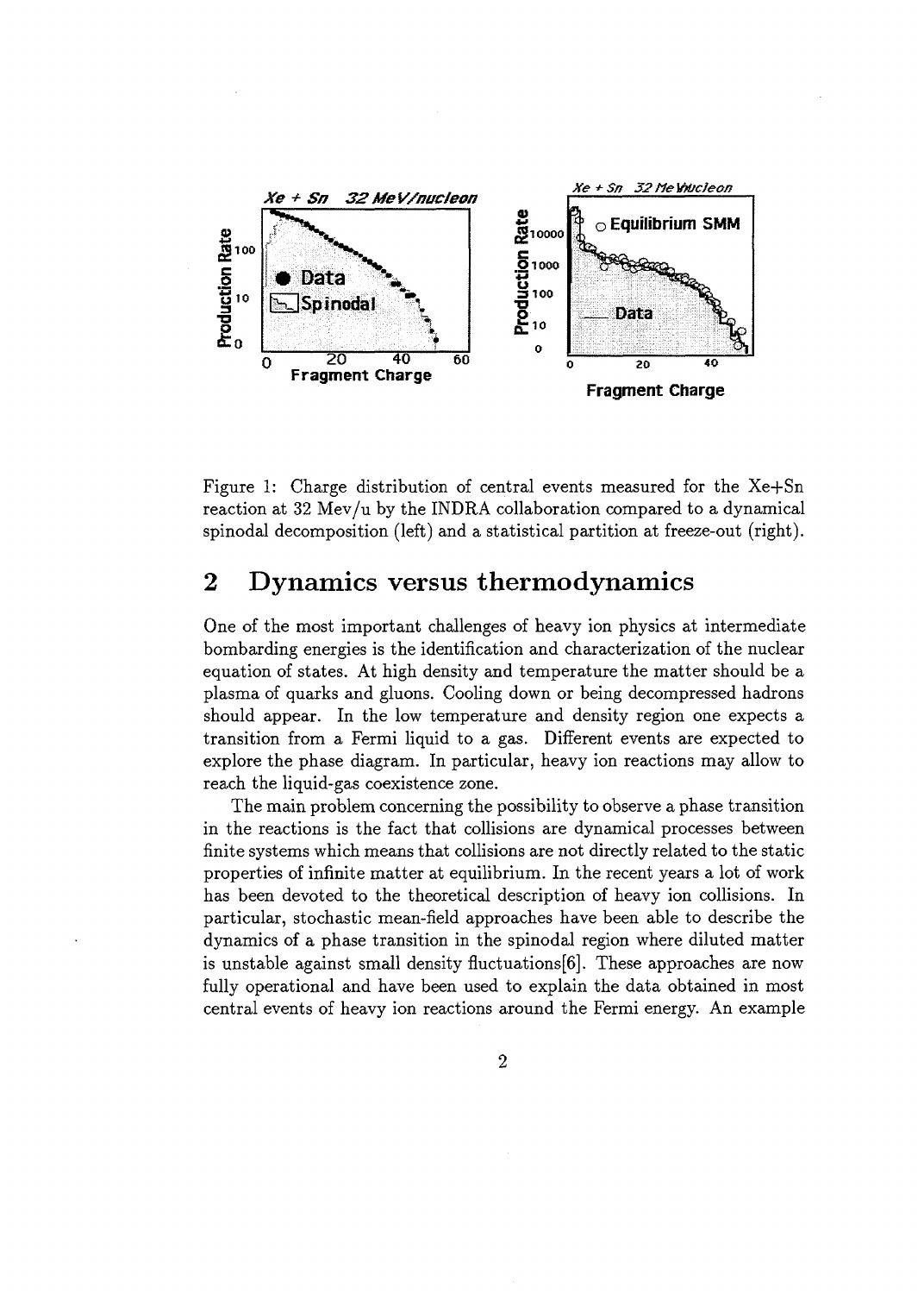Figure 1: Charge distribution of central events measured for the Xe+Sn reaction at 32 Mev/u by the INDRA collaboration compared to a dynamical spinodal decomposition (left) and a statistical partition at freeze-out (right).

## 2 Dynamics versus thermodynamics

One of the most important challenges of heavy ion physics at intermediate bombarding energies is the identification and characterization of the nuclear equation of states. At high density and temperature the matter should be a plasma of quarks and gluons. Cooling down or being decompressed hadrons should appear. In the low temperature and density region one expects a transition from a Fermi liquid to a gas. Different events are expected to explore the phase diagram. In particular, heavy ion reactions may allow to reach the liquid-gas coexistence zone.

The main problem concerning the possibility to observe a phase transition in the reactions is the fact that collisions are dynamical processes between finite systems which means that collisions are not directly related to the static properties of infinite matter at equilibrium. In the recent years a lot of work has been devoted to the theoretical description of heavy ion collisions. In particular, stochastic mean-field approaches have been able to describe the dynamics of a phase transition in the spinodal region where diluted matter is unstable against small density fluctuations[6]. These approaches are now fully operational and have been used to explain the data obtained in most central events of heavy ion reactions around the Fermi energy. An example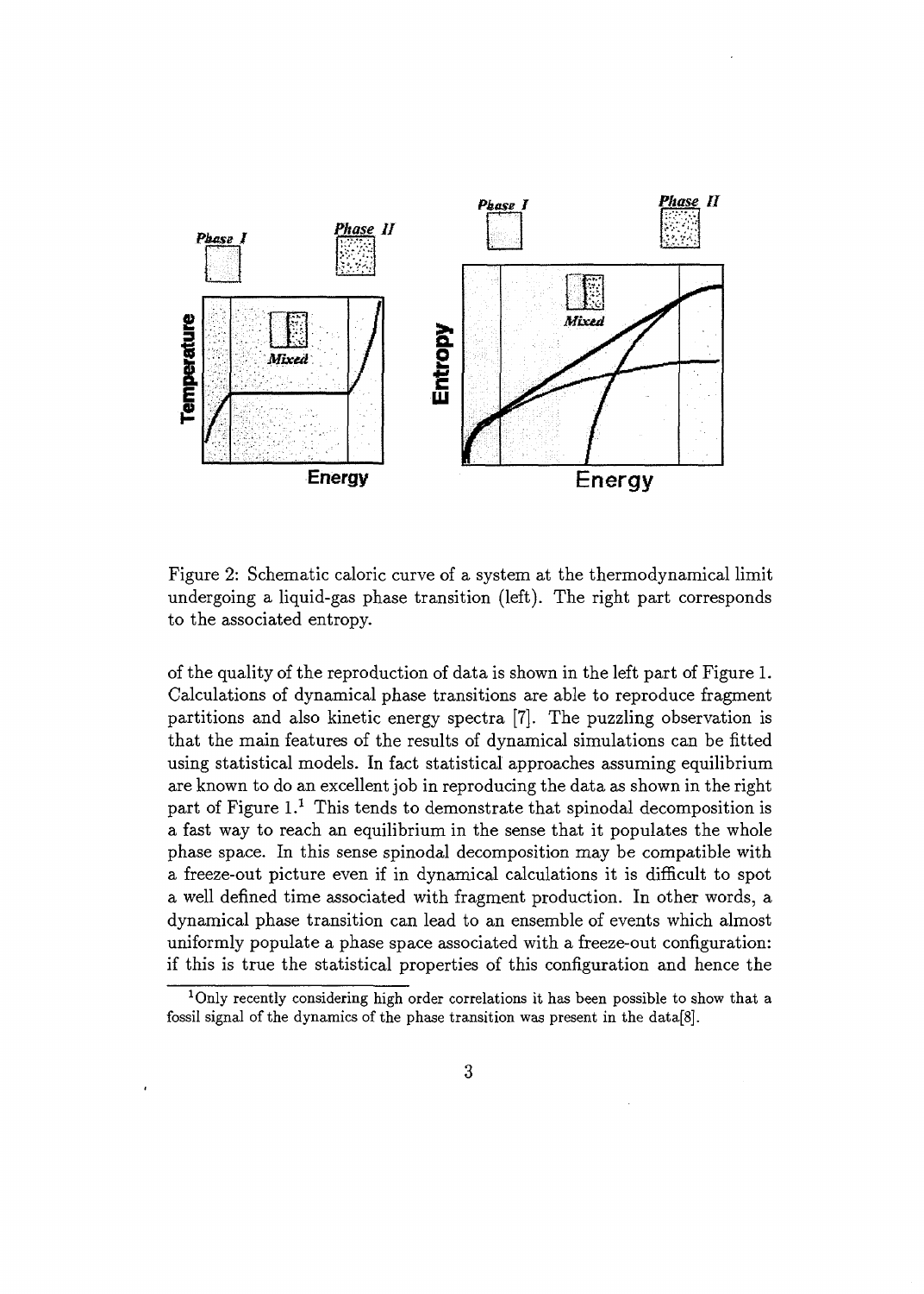Figure 2: Schematic caloric curve of a system at the thermodynamical limit undergoing a liquid-gas phase transition (left). The right part corresponds to the associated entropy.

of the quality of the reproduction of data is shown in the left part of Figure 1. Calculations of dynamical phase transitions are able to reproduce fragment partitions and also kinetic energy spectra [7]. The puzzling observation is that the main features of the results of dynamical simulations can be fitted using statistical models. In fact statistical approaches assuming equilibrium are known to do an excellent job in reproducing the data as shown in the right part of Figure 1.[1] This tends to demonstrate that spinodal decomposition is a fast way to reach an equilibrium in the sense that it populates the whole phase space. In this sense spinodal decomposition may be compatible with a freeze-out picture even if in dynamical calculations it is difficult to spot a well defined time associated with fragment production. In other words, a dynamical phase transition can lead to an ensemble of events which almost uniformly populate a phase space associated with a freeze-out configuration: if this is true the statistical properties of this configuration and hence the

[1] Only recently considering high order correlations it has been possible to show that a fossil signal of the dynamics of the phase transition was present in the data[8].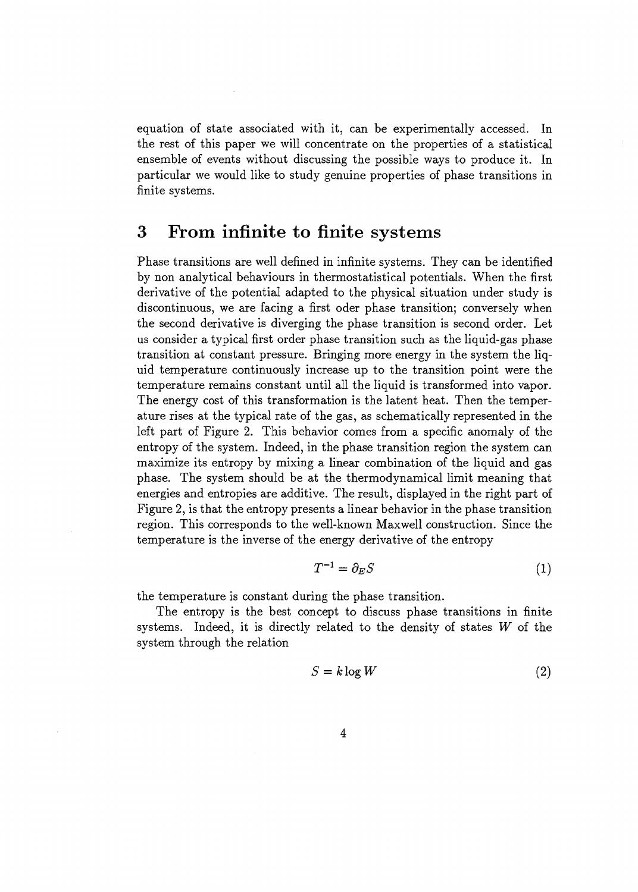equation of state associated with it, can be experimentally accessed. In the rest of this paper we will concentrate on the properties of a statistical ensemble of events without discussing the possible ways to produce it. In particular we would like to study genuine properties of phase transitions in finite systems.

## 3 From infinite to finite systems

Phase transitions are well defined in infinite systems. They can be identified by non analytical behaviours in thermostatistical potentials. When the first derivative of the potential adapted to the physical situation under study is discontinuous, we are facing a first oder phase transition; conversely when the second derivative is diverging the phase transition is second order. Let us consider a typical first order phase transition such as the liquid-gas phase transition at constant pressure. Bringing more energy in the system the liquid temperature continuously increase up to the transition point were the temperature remains constant until all the liquid is transformed into vapor. The energy cost of this transformation is the latent heat. Then the temperature rises at the typical rate of the gas, as schematically represented in the left part of Figure 2. This behavior comes from a specific anomaly of the entropy of the system. Indeed, in the phase transition region the system can maximize its entropy by mixing a linear combination of the liquid and gas phase. The system should be at the thermodynamical limit meaning that energies and entropies are additive. The result, displayed in the right part of Figure 2, is that the entropy presents a linear behavior in the phase transition region. This corresponds to the well-known Maxwell construction. Since the temperature is the inverse of the energy derivative of the entropy

$$T^{-1} = \partial_E S \tag{1}$$

the temperature is constant during the phase transition.

The entropy is the best concept to discuss phase transitions in finite systems. Indeed, it is directly related to the density of states $W$ of the system through the relation

$$S = k \log W \tag{2}$$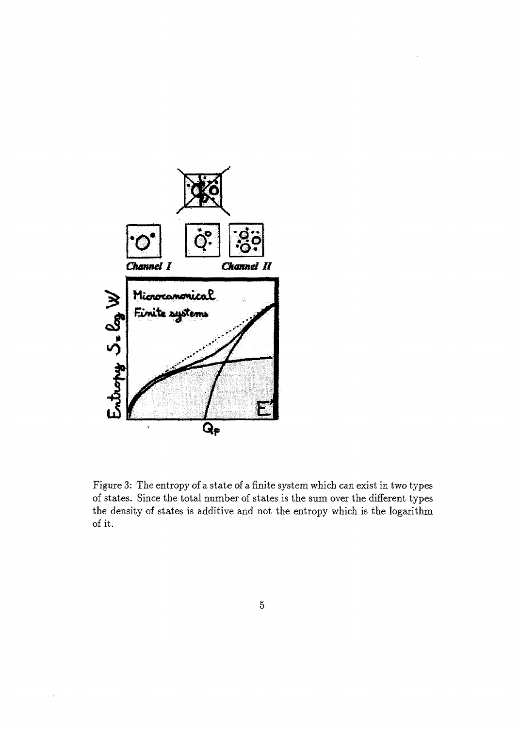Figure 3: The entropy of a state of a finite system which can exist in two types of states. Since the total number of states is the sum over the different types the density of states is additive and not the entropy which is the logarithm of it.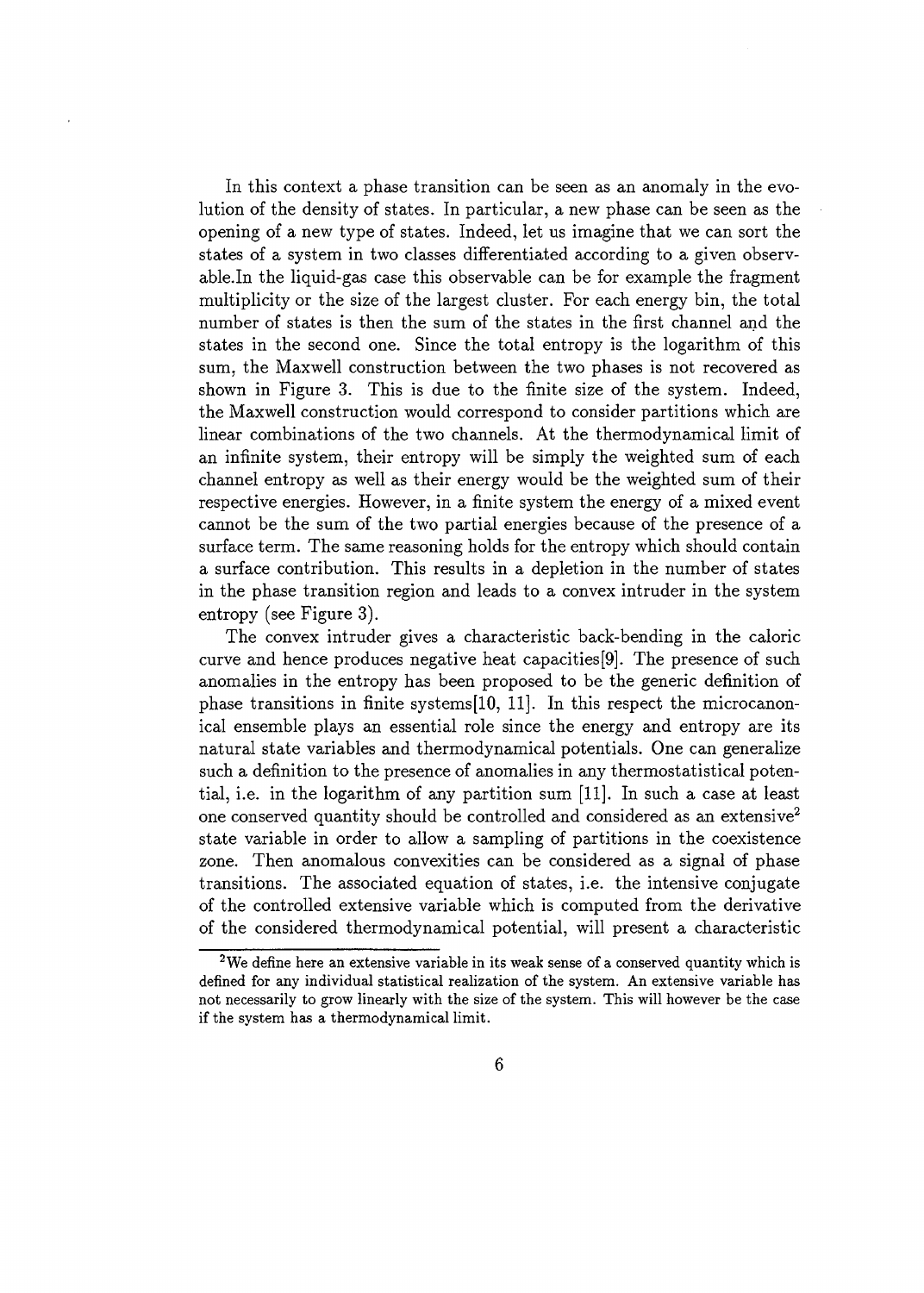In this context a phase transition can be seen as an anomaly in the evolution of the density of states. In particular, a new phase can be seen as the opening of a new type of states. Indeed, let us imagine that we can sort the states of a system in two classes differentiated according to a given observable.In the liquid-gas case this observable can be for example the fragment multiplicity or the size of the largest cluster. For each energy bin, the total number of states is then the sum of the states in the first channel and the states in the second one. Since the total entropy is the logarithm of this sum, the Maxwell construction between the two phases is not recovered as shown in Figure 3. This is due to the finite size of the system. Indeed, the Maxwell construction would correspond to consider partitions which are linear combinations of the two channels. At the thermodynamical limit of an infinite system, their entropy will be simply the weighted sum of each channel entropy as well as their energy would be the weighted sum of their respective energies. However, in a finite system the energy of a mixed event cannot be the sum of the two partial energies because of the presence of a surface term. The same reasoning holds for the entropy which should contain a surface contribution. This results in a depletion in the number of states in the phase transition region and leads to a convex intruder in the system entropy (see Figure 3).

The convex intruder gives a characteristic back-bending in the caloric curve and hence produces negative heat capacities[9]. The presence of such anomalies in the entropy has been proposed to be the generic definition of phase transitions in finite systems[10, 11]. In this respect the microcanonical ensemble plays an essential role since the energy and entropy are its natural state variables and thermodynamical potentials. One can generalize such a definition to the presence of anomalies in any thermostatistical potential, i.e. in the logarithm of any partition sum [11]. In such a case at least one conserved quantity should be controlled and considered as an extensive[2] state variable in order to allow a sampling of partitions in the coexistence zone. Then anomalous convexities can be considered as a signal of phase transitions. The associated equation of states, i.e. the intensive conjugate of the controlled extensive variable which is computed from the derivative of the considered thermodynamical potential, will present a characteristic

[2] We define here an extensive variable in its weak sense of a conserved quantity which is defined for any individual statistical realization of the system. An extensive variable has not necessarily to grow linearly with the size of the system. This will however be the case if the system has a thermodynamical limit.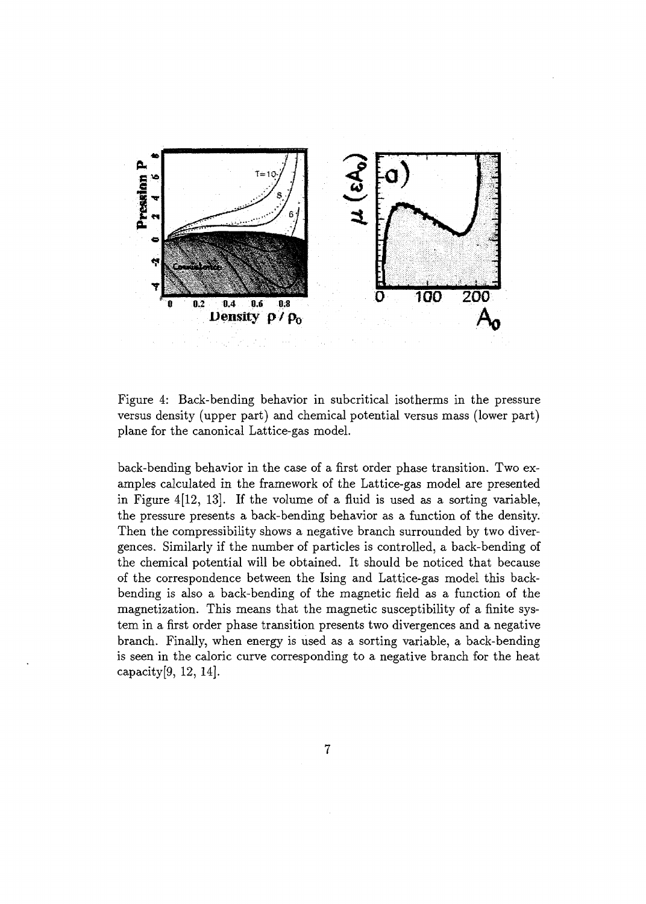Figure 4: Back-bending behavior in subcritical isotherms in the pressure versus density (upper part) and chemical potential versus mass (lower part) plane for the canonical Lattice-gas model.

back-bending behavior in the case of a first order phase transition. Two examples calculated in the framework of the Lattice-gas model are presented in Figure 4[12, 13]. If the volume of a fluid is used as a sorting variable, the pressure presents a back-bending behavior as a function of the density. Then the compressibility shows a negative branch surrounded by two divergences. Similarly if the number of particles is controlled, a back-bending of the chemical potential will be obtained. It should be noticed that because of the correspondence between the Ising and Lattice-gas model this back-bending is also a back-bending of the magnetic field as a function of the magnetization. This means that the magnetic susceptibility of a finite system in a first order phase transition presents two divergences and a negative branch. Finally, when energy is used as a sorting variable, a back-bending is seen in the caloric curve corresponding to a negative branch for the heat capacity[9, 12, 14].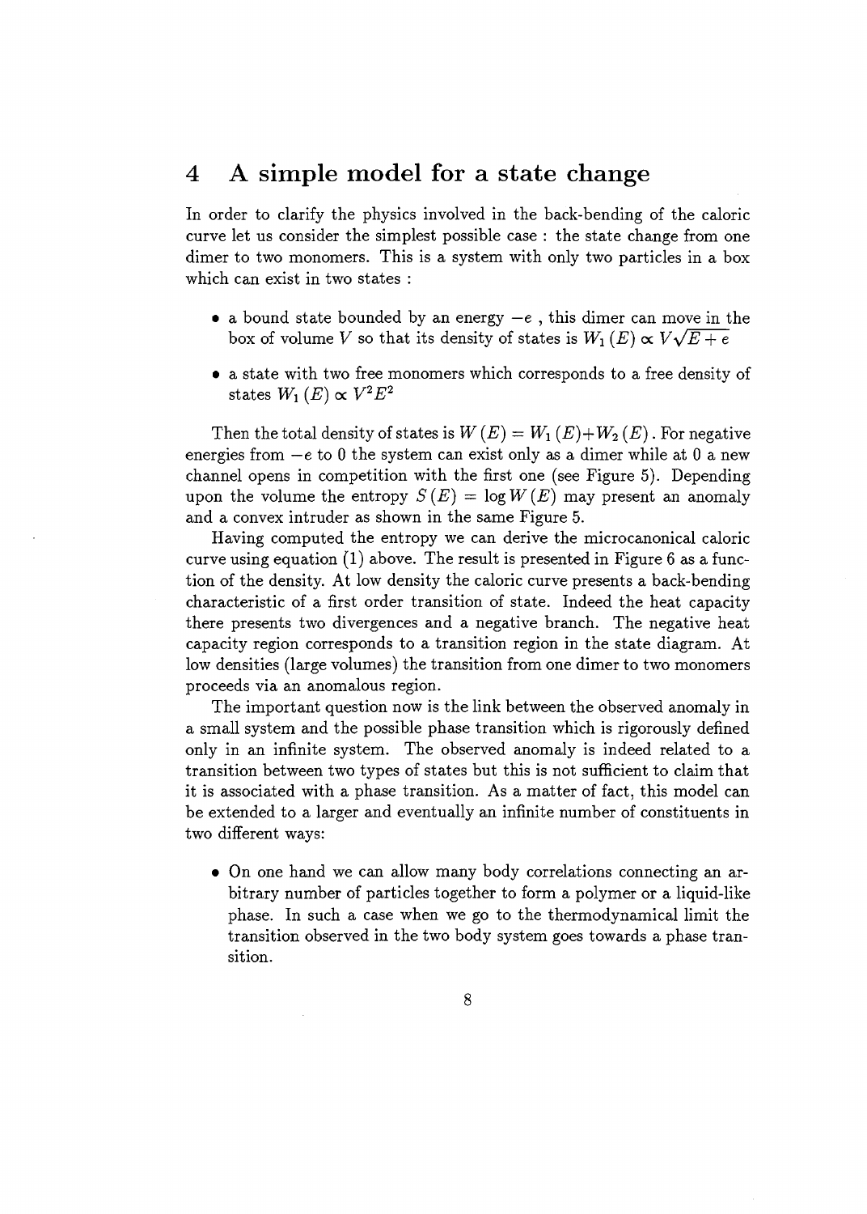## 4 A simple model for a state change

In order to clarify the physics involved in the back-bending of the caloric curve let us consider the simplest possible case : the state change from one dimer to two monomers. This is a system with only two particles in a box which can exist in two states :

- a bound state bounded by an energy $-e$ , this dimer can move in the box of volume $V$ so that its density of states is $W_1(E) \propto V\sqrt{E+e}$
- a state with two free monomers which corresponds to a free density of states $W_1(E) \propto V^2 E^2$

Then the total density of states is $W(E) = W_1(E) + W_2(E)$ . For negative energies from $-e$ to 0 the system can exist only as a dimer while at 0 a new channel opens in competition with the first one (see Figure 5). Depending upon the volume the entropy $S(E) = \log W(E)$ may present an anomaly and a convex intruder as shown in the same Figure 5.

Having computed the entropy we can derive the microcanonical caloric curve using equation (1) above. The result is presented in Figure 6 as a function of the density. At low density the caloric curve presents a back-bending characteristic of a first order transition of state. Indeed the heat capacity there presents two divergences and a negative branch. The negative heat capacity region corresponds to a transition region in the state diagram. At low densities (large volumes) the transition from one dimer to two monomers proceeds via an anomalous region.

The important question now is the link between the observed anomaly in a small system and the possible phase transition which is rigorously defined only in an infinite system. The observed anomaly is indeed related to a transition between two types of states but this is not sufficient to claim that it is associated with a phase transition. As a matter of fact, this model can be extended to a larger and eventually an infinite number of constituents in two different ways:

- On one hand we can allow many body correlations connecting an arbitrary number of particles together to form a polymer or a liquid-like phase. In such a case when we go to the thermodynamical limit the transition observed in the two body system goes towards a phase transition.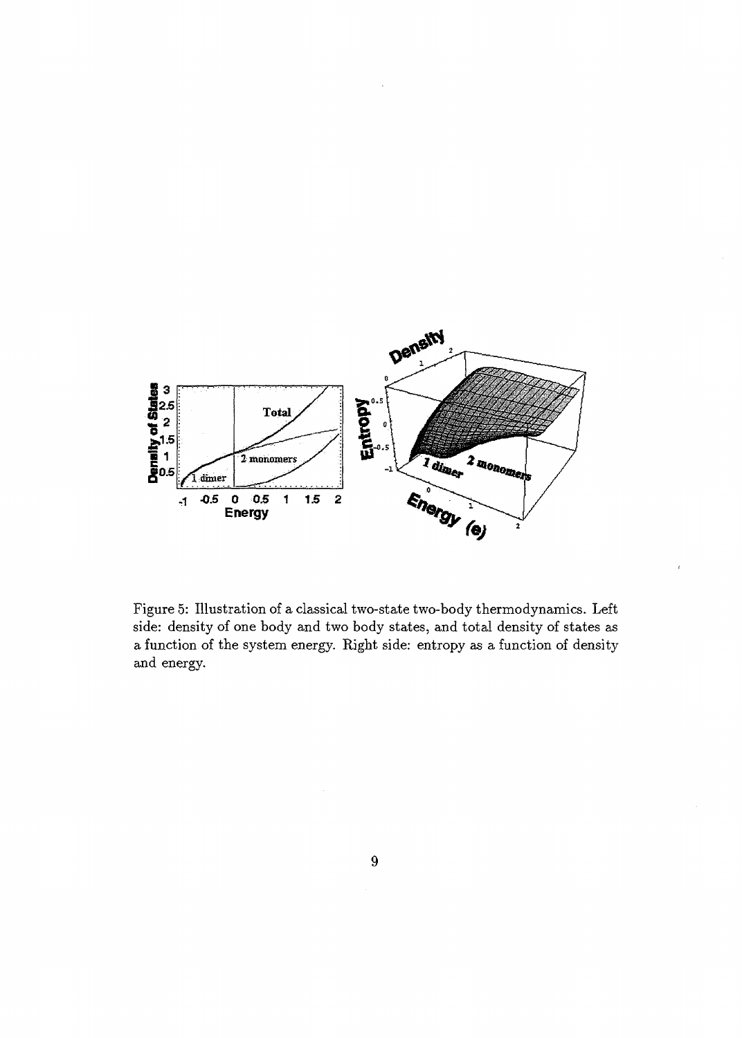Figure 5: Illustration of a classical two-state two-body thermodynamics. Left side: density of one body and two body states, and total density of states as a function of the system energy. Right side: entropy as a function of density and energy.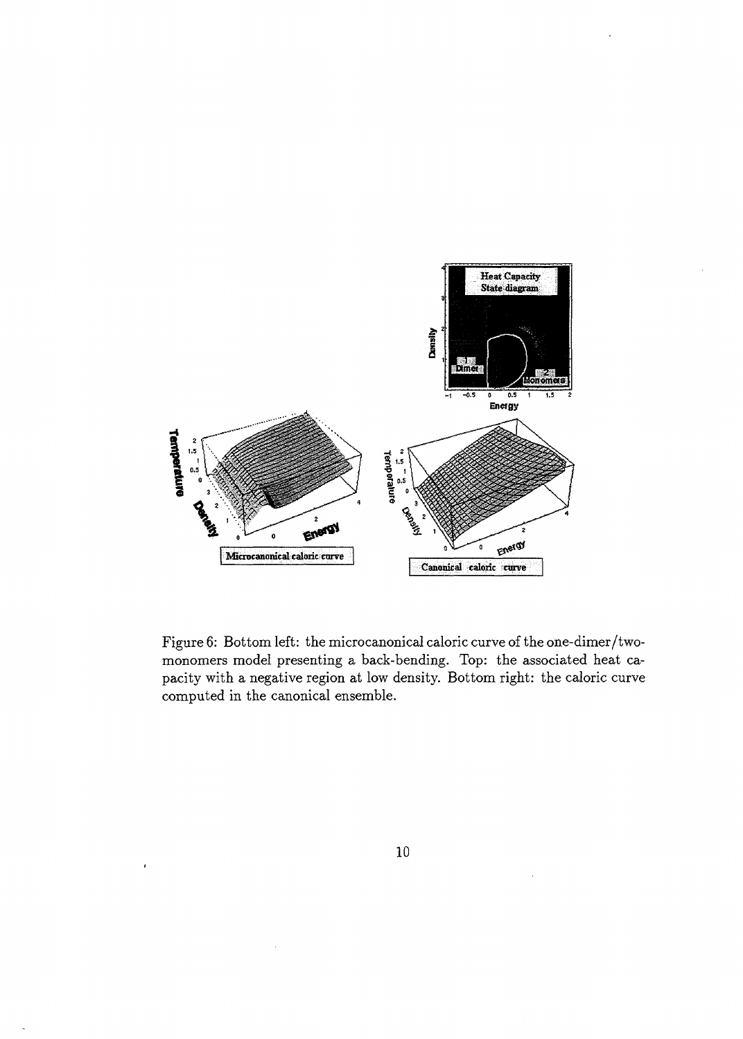Figure 6: Bottom left: the microcanonical caloric curve of the one-dimer/two-monomers model presenting a back-bending. Top: the associated heat capacity with a negative region at low density. Bottom right: the caloric curve computed in the canonical ensemble.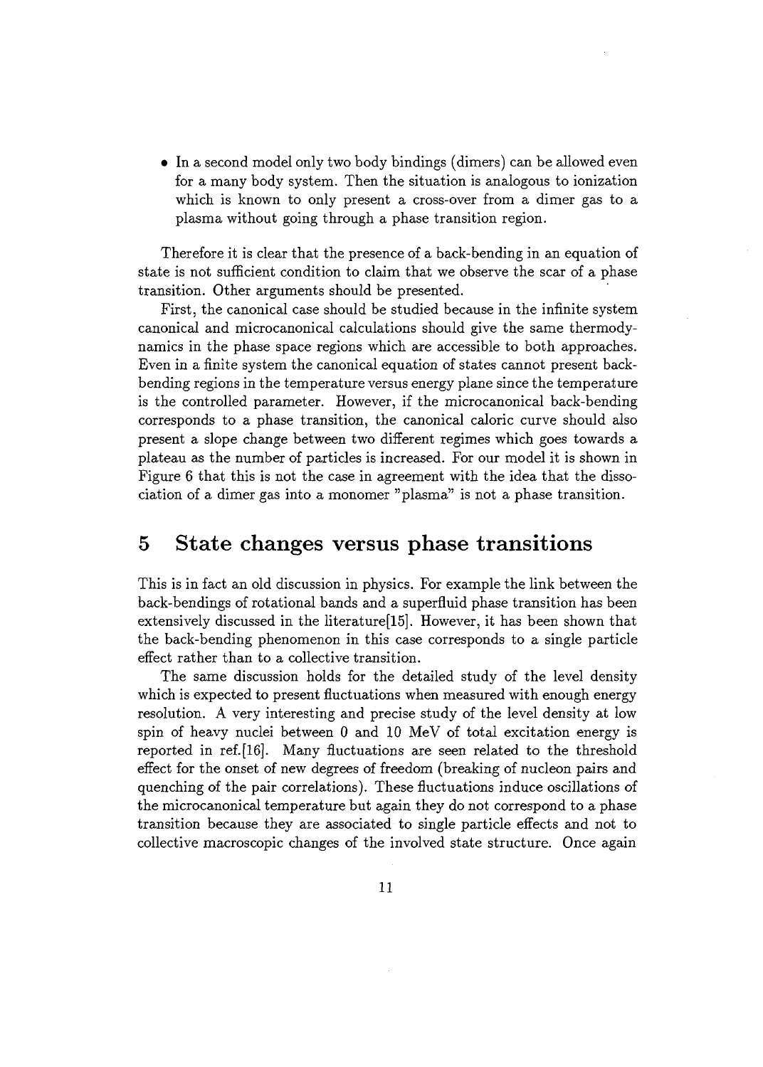- In a second model only two body bindings (dimers) can be allowed even for a many body system. Then the situation is analogous to ionization which is known to only present a cross-over from a dimer gas to a plasma without going through a phase transition region.

Therefore it is clear that the presence of a back-bending in an equation of state is not sufficient condition to claim that we observe the scar of a phase transition. Other arguments should be presented.

First, the canonical case should be studied because in the infinite system canonical and microcanonical calculations should give the same thermodynamics in the phase space regions which are accessible to both approaches. Even in a finite system the canonical equation of states cannot present back-bending regions in the temperature versus energy plane since the temperature is the controlled parameter. However, if the microcanonical back-bending corresponds to a phase transition, the canonical caloric curve should also present a slope change between two different regimes which goes towards a plateau as the number of particles is increased. For our model it is shown in Figure 6 that this is not the case in agreement with the idea that the dissociation of a dimer gas into a monomer "plasma" is not a phase transition.

## 5 State changes versus phase transitions

This is in fact an old discussion in physics. For example the link between the back-bendings of rotational bands and a superfluid phase transition has been extensively discussed in the literature[15]. However, it has been shown that the back-bending phenomenon in this case corresponds to a single particle effect rather than to a collective transition.

The same discussion holds for the detailed study of the level density which is expected to present fluctuations when measured with enough energy resolution. A very interesting and precise study of the level density at low spin of heavy nuclei between 0 and 10 MeV of total excitation energy is reported in ref.[16]. Many fluctuations are seen related to the threshold effect for the onset of new degrees of freedom (breaking of nucleon pairs and quenching of the pair correlations). These fluctuations induce oscillations of the microcanonical temperature but again they do not correspond to a phase transition because they are associated to single particle effects and not to collective macroscopic changes of the involved state structure. Once again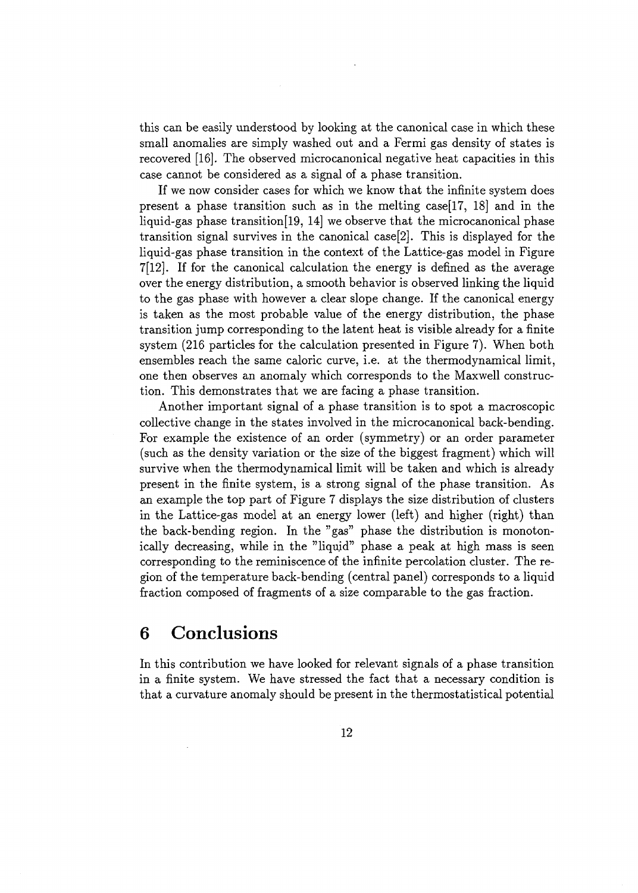this can be easily understood by looking at the canonical case in which these small anomalies are simply washed out and a Fermi gas density of states is recovered [16]. The observed microcanonical negative heat capacities in this case cannot be considered as a signal of a phase transition.

If we now consider cases for which we know that the infinite system does present a phase transition such as in the melting case[17, 18] and in the liquid-gas phase transition[19, 14] we observe that the microcanonical phase transition signal survives in the canonical case[2]. This is displayed for the liquid-gas phase transition in the context of the Lattice-gas model in Figure 7[12]. If for the canonical calculation the energy is defined as the average over the energy distribution, a smooth behavior is observed linking the liquid to the gas phase with however a clear slope change. If the canonical energy is taken as the most probable value of the energy distribution, the phase transition jump corresponding to the latent heat is visible already for a finite system (216 particles for the calculation presented in Figure 7). When both ensembles reach the same caloric curve, i.e. at the thermodynamical limit, one then observes an anomaly which corresponds to the Maxwell construction. This demonstrates that we are facing a phase transition.

Another important signal of a phase transition is to spot a macroscopic collective change in the states involved in the microcanonical back-bending. For example the existence of an order (symmetry) or an order parameter (such as the density variation or the size of the biggest fragment) which will survive when the thermodynamical limit will be taken and which is already present in the finite system, is a strong signal of the phase transition. As an example the top part of Figure 7 displays the size distribution of clusters in the Lattice-gas model at an energy lower (left) and higher (right) than the back-bending region. In the "gas" phase the distribution is monotonically decreasing, while in the "liquid" phase a peak at high mass is seen corresponding to the reminiscence of the infinite percolation cluster. The region of the temperature back-bending (central panel) corresponds to a liquid fraction composed of fragments of a size comparable to the gas fraction.

# 6 Conclusions

In this contribution we have looked for relevant signals of a phase transition in a finite system. We have stressed the fact that a necessary condition is that a curvature anomaly should be present in the thermostatistical potential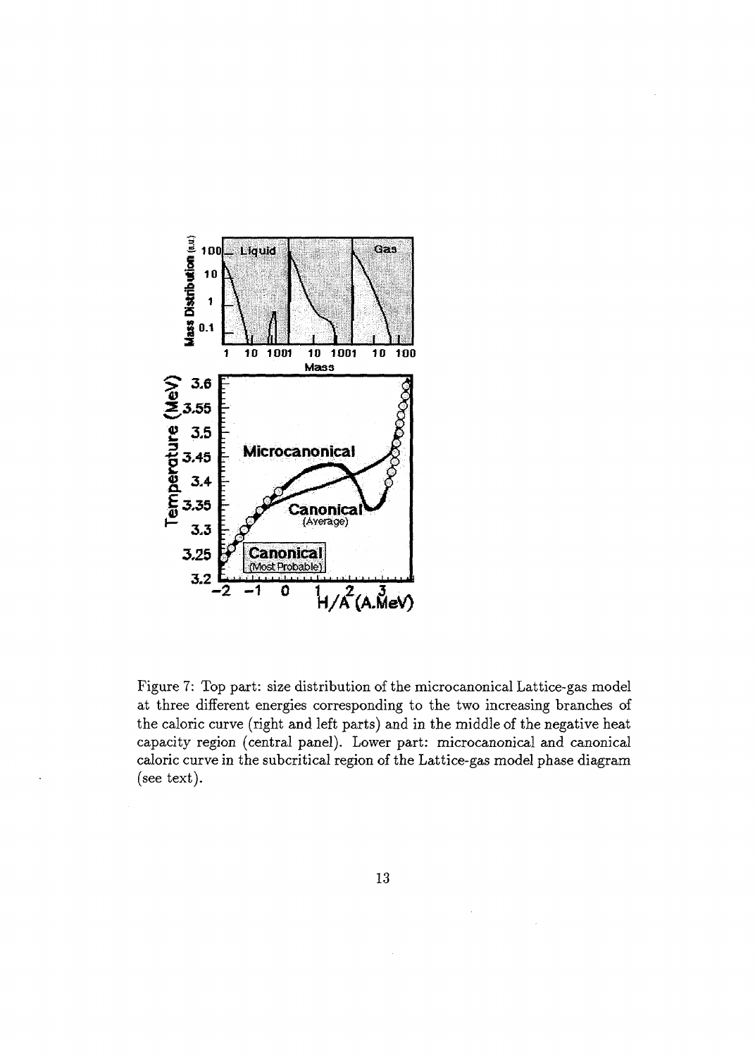Figure 7: Top part: size distribution of the microcanonical Lattice-gas model at three different energies corresponding to the two increasing branches of the caloric curve (right and left parts) and in the middle of the negative heat capacity region (central panel). Lower part: microcanonical and canonical caloric curve in the subcritical region of the Lattice-gas model phase diagram (see text).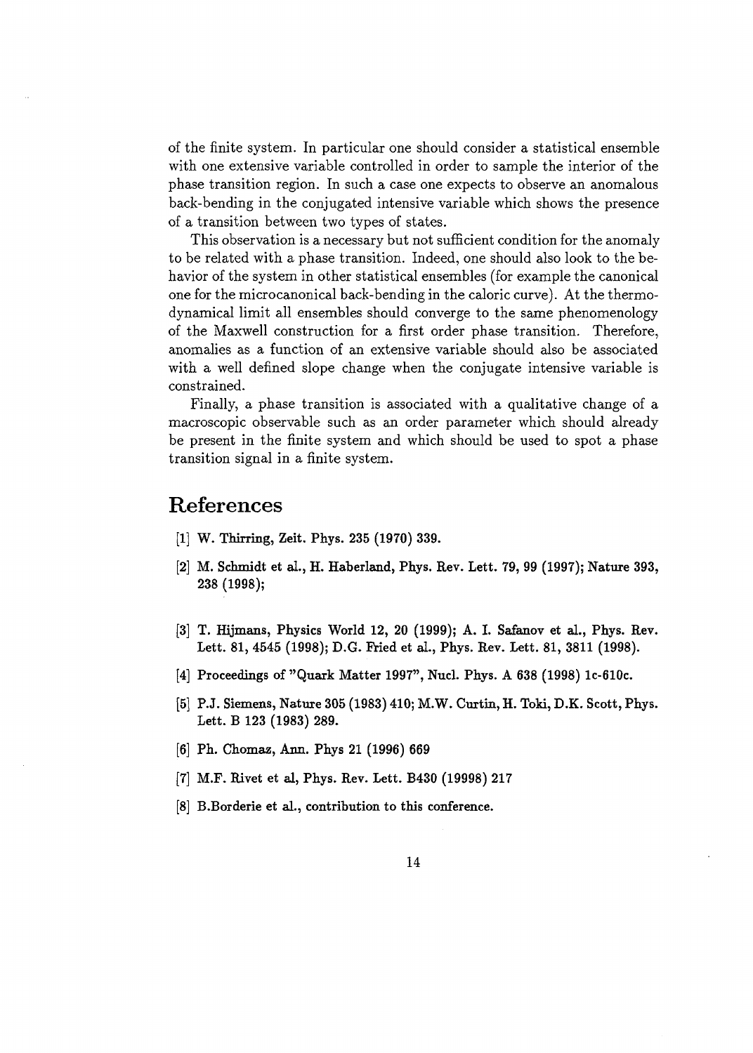of the finite system. In particular one should consider a statistical ensemble with one extensive variable controlled in order to sample the interior of the phase transition region. In such a case one expects to observe an anomalous back-bending in the conjugated intensive variable which shows the presence of a transition between two types of states.

This observation is a necessary but not sufficient condition for the anomaly to be related with a phase transition. Indeed, one should also look to the behavior of the system in other statistical ensembles (for example the canonical one for the microcanonical back-bending in the caloric curve). At the thermodynamical limit all ensembles should converge to the same phenomenology of the Maxwell construction for a first order phase transition. Therefore, anomalies as a function of an extensive variable should also be associated with a well defined slope change when the conjugate intensive variable is constrained.

Finally, a phase transition is associated with a qualitative change of a macroscopic observable such as an order parameter which should already be present in the finite system and which should be used to spot a phase transition signal in a finite system.

# References

[1] W. Thirring, Zeit. Phys. 235 (1970) 339.

[2] M. Schmidt et al., H. Haberland, Phys. Rev. Lett. 79, 99 (1997); Nature 393, 238 (1998);

[3] T. Hijmans, Physics World 12, 20 (1999); A. I. Safanov et al., Phys. Rev. Lett. 81, 4545 (1998); D.G. Fried et al., Phys. Rev. Lett. 81, 3811 (1998).

[4] Proceedings of "Quark Matter 1997", Nucl. Phys. A 638 (1998) 1c-610c.

[5] P.J. Siemens, Nature 305 (1983) 410; M.W. Curtin, H. Toki, D.K. Scott, Phys. Lett. B 123 (1983) 289.

[6] Ph. Chomaz, Ann. Phys 21 (1996) 669

[7] M.F. Rivet et al, Phys. Rev. Lett. B430 (19998) 217

[8] B.Borderie et al., contribution to this conference.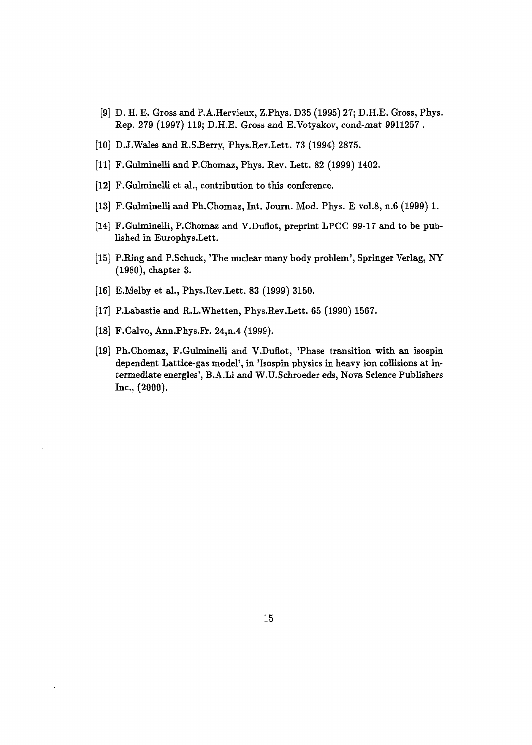[9] D. H. E. Gross and P.A.Hervieux, Z.Phys. D35 (1995) 27; D.H.E. Gross, Phys. Rep. 279 (1997) 119; D.H.E. Gross and E.Votyakov, cond-mat 9911257 .

[10] D.J.Wales and R.S.Berry, Phys.Rev.Lett. 73 (1994) 2875.

[11] F.Gulminelli and P.Chomaz, Phys. Rev. Lett. 82 (1999) 1402.

[12] F.Gulminelli et al., contribution to this conference.

[13] F.Gulminelli and Ph.Chomaz, Int. Journ. Mod. Phys. E vol.8, n.6 (1999) 1.

[14] F.Gulminelli, P.Chomaz and V.Duflot, preprint LPCC 99-17 and to be published in Europhys.Lett.

[15] P.Ring and P.Schuck, 'The nuclear many body problem', Springer Verlag, NY (1980), chapter 3.

[16] E.Melby et al., Phys.Rev.Lett. 83 (1999) 3150.

[17] P.Labastie and R.L.Whetten, Phys.Rev.Lett. 65 (1990) 1567.

[18] F.Calvo, Ann.Phys.Fr. 24,n.4 (1999).

[19] Ph.Chomaz, F.Gulminelli and V.Duflot, 'Phase transition with an isospin dependent Lattice-gas model', in 'Isospin physics in heavy ion collisions at intermediate energies', B.A.Li and W.U.Schroeder eds, Nova Science Publishers Inc., (2000).